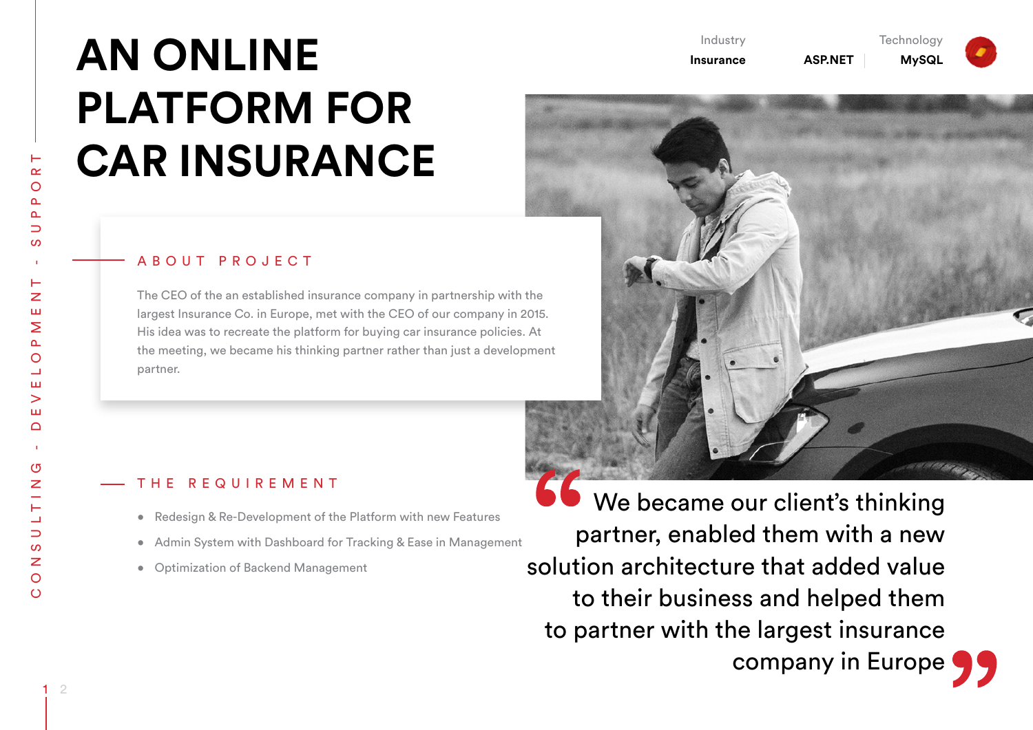# AN ONLINE PLATFORM FOR CAR INSURANCE

CONSULTING - DEVELOPMENT - SUPPORT

| Industry | Technology |
| --- | --- |
| **Insurance** | **ASP.NET** \| **MySQL** |

## ABOUT PROJECT

The CEO of the an established insurance company in partnership with the largest Insurance Co. in Europe, met with the CEO of our company in 2015. His idea was to recreate the platform for buying car insurance policies. At the meeting, we became his thinking partner rather than just a development partner.

## THE REQUIREMENT

- Redesign & Re-Development of the Platform with new Features
- Admin System with Dashboard for Tracking & Ease in Management
- Optimization of Backend Management

> "We became our client's thinking partner, enabled them with a new solution architecture that added value to their business and helped them to partner with the largest insurance company in Europe"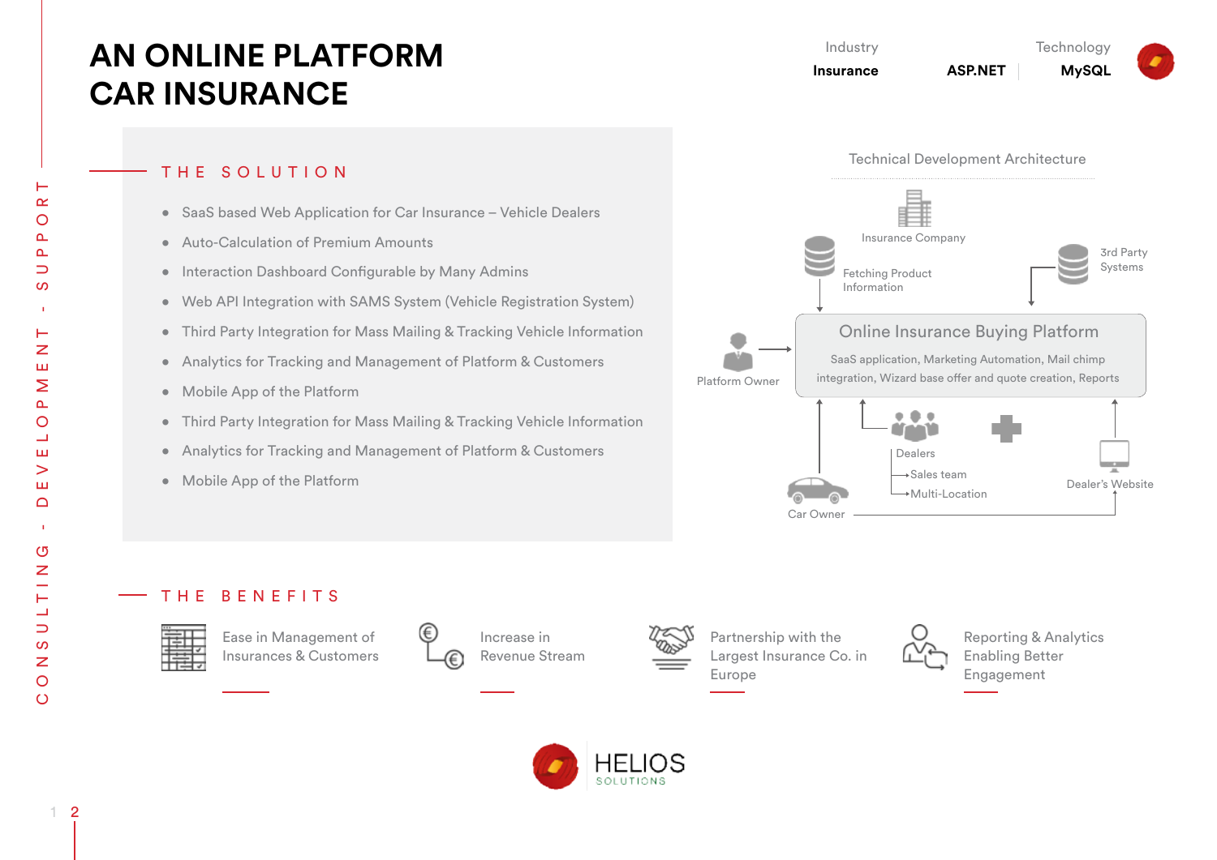# AN ONLINE PLATFORM CAR INSURANCE

| Industry | Technology | |
|---|---|---|
| Insurance | ASP.NET | MySQL |

## THE SOLUTION

- SaaS based Web Application for Car Insurance – Vehicle Dealers
- Auto-Calculation of Premium Amounts
- Interaction Dashboard Configurable by Many Admins
- Web API Integration with SAMS System (Vehicle Registration System)
- Third Party Integration for Mass Mailing & Tracking Vehicle Information
- Analytics for Tracking and Management of Platform & Customers
- Mobile App of the Platform
- Third Party Integration for Mass Mailing & Tracking Vehicle Information
- Analytics for Tracking and Management of Platform & Customers
- Mobile App of the Platform

### Technical Development Architecture

Insurance Company

Fetching Product Information

3rd Party Systems

Platform Owner

**Online Insurance Buying Platform**

SaaS application, Marketing Automation, Mail chimp integration, Wizard base offer and quote creation, Reports

Dealers

Sales team

Multi-Location

Dealer's Website

Car Owner

## THE BENEFITS

- Ease in Management of Insurances & Customers
- Increase in Revenue Stream
- Partnership with the Largest Insurance Co. in Europe
- Reporting & Analytics Enabling Better Engagement

HELIOS SOLUTIONS

CONSULTING - DEVELOPMENT - SUPPORT